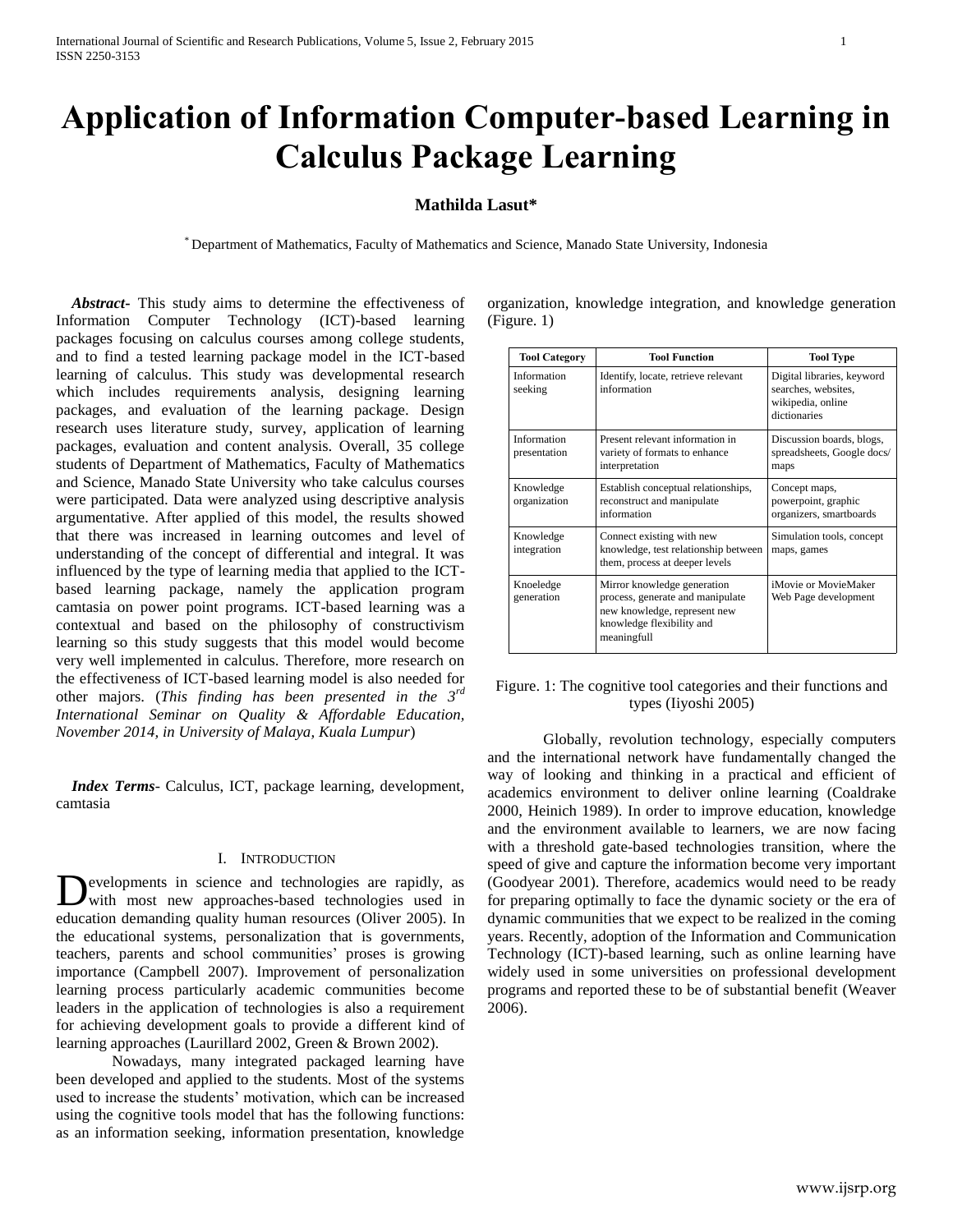# Application of Information Computer-based Learning in Calculus Package Learning

**Mathilda Lasut***

* Department of Mathematics, Faculty of Mathematics and Science, Manado State University, Indonesia

***Abstract***- This study aims to determine the effectiveness of Information Computer Technology (ICT)-based learning packages focusing on calculus courses among college students, and to find a tested learning package model in the ICT-based learning of calculus. This study was developmental research which includes requirements analysis, designing learning packages, and evaluation of the learning package. Design research uses literature study, survey, application of learning packages, evaluation and content analysis. Overall, 35 college students of Department of Mathematics, Faculty of Mathematics and Science, Manado State University who take calculus courses were participated. Data were analyzed using descriptive analysis argumentative. After applied of this model, the results showed that there was increased in learning outcomes and level of understanding of the concept of differential and integral. It was influenced by the type of learning media that applied to the ICT-based learning package, namely the application program camtasia on power point programs. ICT-based learning was a contextual and based on the philosophy of constructivism learning so this study suggests that this model would become very well implemented in calculus. Therefore, more research on the effectiveness of ICT-based learning model is also needed for other majors. (*This finding has been presented in the 3rd International Seminar on Quality & Affordable Education, November 2014, in University of Malaya, Kuala Lumpur*)

***Index Terms***- Calculus, ICT, package learning, development, camtasia

## I. Introduction

Developments in science and technologies are rapidly, as with most new approaches-based technologies used in education demanding quality human resources (Oliver 2005). In the educational systems, personalization that is governments, teachers, parents and school communities' proses is growing importance (Campbell 2007). Improvement of personalization learning process particularly academic communities become leaders in the application of technologies is also a requirement for achieving development goals to provide a different kind of learning approaches (Laurillard 2002, Green & Brown 2002).

Nowadays, many integrated packaged learning have been developed and applied to the students. Most of the systems used to increase the students' motivation, which can be increased using the cognitive tools model that has the following functions: as an information seeking, information presentation, knowledge organization, knowledge integration, and knowledge generation (Figure. 1)

| Tool Category | Tool Function | Tool Type |
|---|---|---|
| Information seeking | Identify, locate, retrieve relevant information | Digital libraries, keyword searches, websites, wikipedia, online dictionaries |
| Information presentation | Present relevant information in variety of formats to enhance interpretation | Discussion boards, blogs, spreadsheets, Google docs/ maps |
| Knowledge organization | Establish conceptual relationships, reconstruct and manipulate information | Concept maps, powerpoint, graphic organizers, smartboards |
| Knowledge integration | Connect existing with new knowledge, test relationship between them, process at deeper levels | Simulation tools, concept maps, games |
| Knoeledge generation | Mirror knowledge generation process, generate and manipulate new knowledge, represent new knowledge flexibility and meaningfull | iMovie or MovieMaker Web Page development |

Figure. 1: The cognitive tool categories and their functions and types (Iiyoshi 2005)

Globally, revolution technology, especially computers and the international network have fundamentally changed the way of looking and thinking in a practical and efficient of academics environment to deliver online learning (Coaldrake 2000, Heinich 1989). In order to improve education, knowledge and the environment available to learners, we are now facing with a threshold gate-based technologies transition, where the speed of give and capture the information become very important (Goodyear 2001). Therefore, academics would need to be ready for preparing optimally to face the dynamic society or the era of dynamic communities that we expect to be realized in the coming years. Recently, adoption of the Information and Communication Technology (ICT)-based learning, such as online learning have widely used in some universities on professional development programs and reported these to be of substantial benefit (Weaver 2006).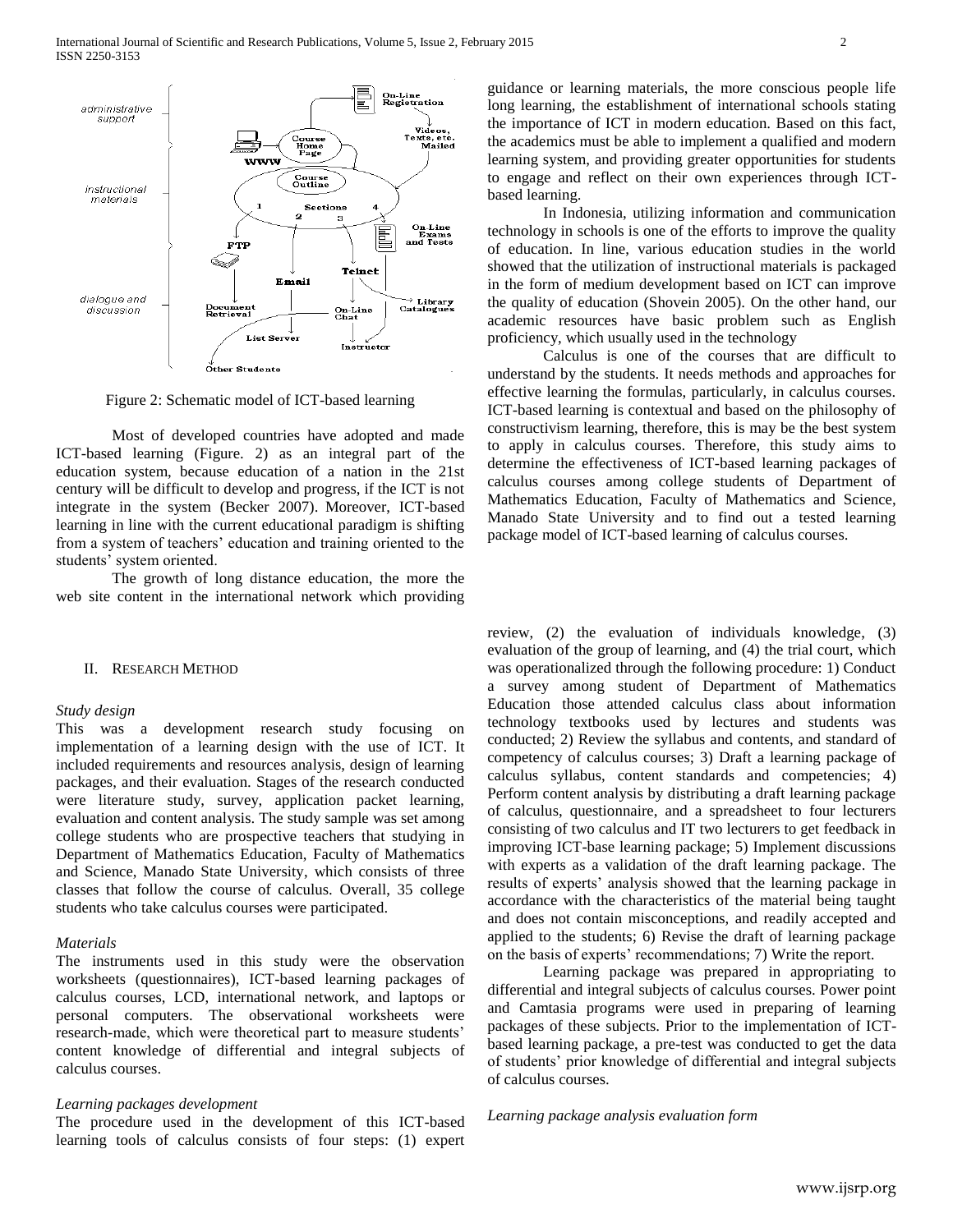Figure 2: Schematic model of ICT-based learning

Most of developed countries have adopted and made ICT-based learning (Figure. 2) as an integral part of the education system, because education of a nation in the 21st century will be difficult to develop and progress, if the ICT is not integrate in the system (Becker 2007). Moreover, ICT-based learning in line with the current educational paradigm is shifting from a system of teachers' education and training oriented to the students' system oriented.

The growth of long distance education, the more the web site content in the international network which providing guidance or learning materials, the more conscious people life long learning, the establishment of international schools stating the importance of ICT in modern education. Based on this fact, the academics must be able to implement a qualified and modern learning system, and providing greater opportunities for students to engage and reflect on their own experiences through ICT-based learning.

In Indonesia, utilizing information and communication technology in schools is one of the efforts to improve the quality of education. In line, various education studies in the world showed that the utilization of instructional materials is packaged in the form of medium development based on ICT can improve the quality of education (Shovein 2005). On the other hand, our academic resources have basic problem such as English proficiency, which usually used in the technology

Calculus is one of the courses that are difficult to understand by the students. It needs methods and approaches for effective learning the formulas, particularly, in calculus courses. ICT-based learning is contextual and based on the philosophy of constructivism learning, therefore, this is may be the best system to apply in calculus courses. Therefore, this study aims to determine the effectiveness of ICT-based learning packages of calculus courses among college students of Department of Mathematics Education, Faculty of Mathematics and Science, Manado State University and to find out a tested learning package model of ICT-based learning of calculus courses.

## II. Research Method

*Study design*

This was a development research study focusing on implementation of a learning design with the use of ICT. It included requirements and resources analysis, design of learning packages, and their evaluation. Stages of the research conducted were literature study, survey, application packet learning, evaluation and content analysis. The study sample was set among college students who are prospective teachers that studying in Department of Mathematics Education, Faculty of Mathematics and Science, Manado State University, which consists of three classes that follow the course of calculus. Overall, 35 college students who take calculus courses were participated.

*Materials*

The instruments used in this study were the observation worksheets (questionnaires), ICT-based learning packages of calculus courses, LCD, international network, and laptops or personal computers. The observational worksheets were research-made, which were theoretical part to measure students' content knowledge of differential and integral subjects of calculus courses.

*Learning packages development*

The procedure used in the development of this ICT-based learning tools of calculus consists of four steps: (1) expert review, (2) the evaluation of individuals knowledge, (3) evaluation of the group of learning, and (4) the trial court, which was operationalized through the following procedure: 1) Conduct a survey among student of Department of Mathematics Education those attended calculus class about information technology textbooks used by lectures and students was conducted; 2) Review the syllabus and contents, and standard of competency of calculus courses; 3) Draft a learning package of calculus syllabus, content standards and competencies; 4) Perform content analysis by distributing a draft learning package of calculus, questionnaire, and a spreadsheet to four lecturers consisting of two calculus and IT two lecturers to get feedback in improving ICT-base learning package; 5) Implement discussions with experts as a validation of the draft learning package. The results of experts' analysis showed that the learning package in accordance with the characteristics of the material being taught and does not contain misconceptions, and readily accepted and applied to the students; 6) Revise the draft of learning package on the basis of experts' recommendations; 7) Write the report.

Learning package was prepared in appropriating to differential and integral subjects of calculus courses. Power point and Camtasia programs were used in preparing of learning packages of these subjects. Prior to the implementation of ICT-based learning package, a pre-test was conducted to get the data of students' prior knowledge of differential and integral subjects of calculus courses.

*Learning package analysis evaluation form*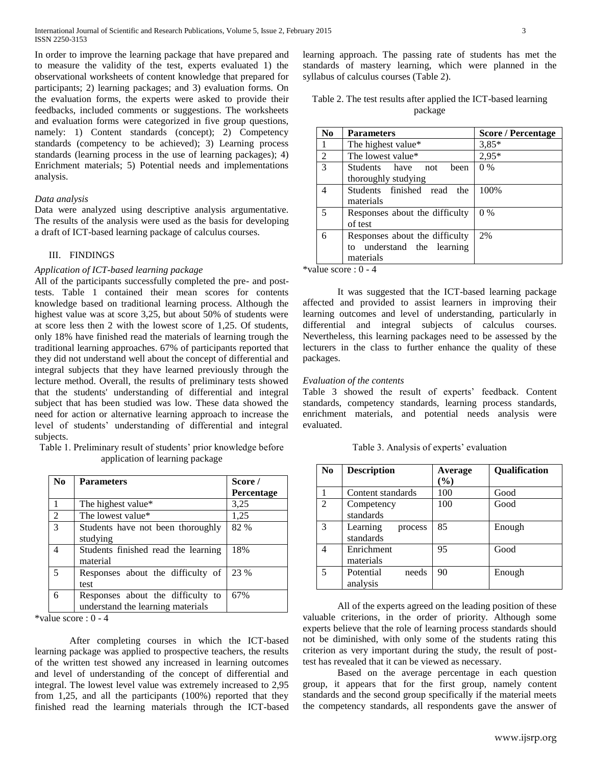In order to improve the learning package that have prepared and to measure the validity of the test, experts evaluated 1) the observational worksheets of content knowledge that prepared for participants; 2) learning packages; and 3) evaluation forms. On the evaluation forms, the experts were asked to provide their feedbacks, included comments or suggestions. The worksheets and evaluation forms were categorized in five group questions, namely: 1) Content standards (concept); 2) Competency standards (competency to be achieved); 3) Learning process standards (learning process in the use of learning packages); 4) Enrichment materials; 5) Potential needs and implementations analysis.

*Data analysis*

Data were analyzed using descriptive analysis argumentative. The results of the analysis were used as the basis for developing a draft of ICT-based learning package of calculus courses.

## III. FINDINGS

*Application of ICT-based learning package*

All of the participants successfully completed the pre- and post-tests. Table 1 contained their mean scores for contents knowledge based on traditional learning process. Although the highest value was at score 3,25, but about 50% of students were at score less then 2 with the lowest score of 1,25. Of students, only 18% have finished read the materials of learning trough the traditional learning approaches. 67% of participants reported that they did not understand well about the concept of differential and integral subjects that they have learned previously through the lecture method. Overall, the results of preliminary tests showed that the students' understanding of differential and integral subject that has been studied was low. These data showed the need for action or alternative learning approach to increase the level of students' understanding of differential and integral subjects.

Table 1. Preliminary result of students' prior knowledge before application of learning package

| No | Parameters | Score / Percentage |
|---|---|---|
| 1 | The highest value* | 3,25 |
| 2 | The lowest value* | 1,25 |
| 3 | Students have not been thoroughly studying | 82 % |
| 4 | Students finished read the learning material | 18% |
| 5 | Responses about the difficulty of test | 23 % |
| 6 | Responses about the difficulty to understand the learning materials | 67% |

*value score : 0 - 4

After completing courses in which the ICT-based learning package was applied to prospective teachers, the results of the written test showed any increased in learning outcomes and level of understanding of the concept of differential and integral. The lowest level value was extremely increased to 2,95 from 1,25, and all the participants (100%) reported that they finished read the learning materials through the ICT-based learning approach. The passing rate of students has met the standards of mastery learning, which were planned in the syllabus of calculus courses (Table 2).

Table 2. The test results after applied the ICT-based learning package

| No | Parameters | Score / Percentage |
|---|---|---|
| 1 | The highest value* | 3,85* |
| 2 | The lowest value* | 2,95* |
| 3 | Students have not been thoroughly studying | 0 % |
| 4 | Students finished read the materials | 100% |
| 5 | Responses about the difficulty of test | 0 % |
| 6 | Responses about the difficulty to understand the learning materials | 2% |

*value score : 0 - 4

It was suggested that the ICT-based learning package affected and provided to assist learners in improving their learning outcomes and level of understanding, particularly in differential and integral subjects of calculus courses. Nevertheless, this learning packages need to be assessed by the lecturers in the class to further enhance the quality of these packages.

*Evaluation of the contents*

Table 3 showed the result of experts' feedback. Content standards, competency standards, learning process standards, enrichment materials, and potential needs analysis were evaluated.

Table 3. Analysis of experts' evaluation

| No | Description | Average (%) | Qualification |
|---|---|---|---|
| 1 | Content standards | 100 | Good |
| 2 | Competency standards | 100 | Good |
| 3 | Learning process standards | 85 | Enough |
| 4 | Enrichment materials | 95 | Good |
| 5 | Potential needs analysis | 90 | Enough |

All of the experts agreed on the leading position of these valuable criterions, in the order of priority. Although some experts believe that the role of learning process standards should not be diminished, with only some of the students rating this criterion as very important during the study, the result of post-test has revealed that it can be viewed as necessary.

Based on the average percentage in each question group, it appears that for the first group, namely content standards and the second group specifically if the material meets the competency standards, all respondents gave the answer of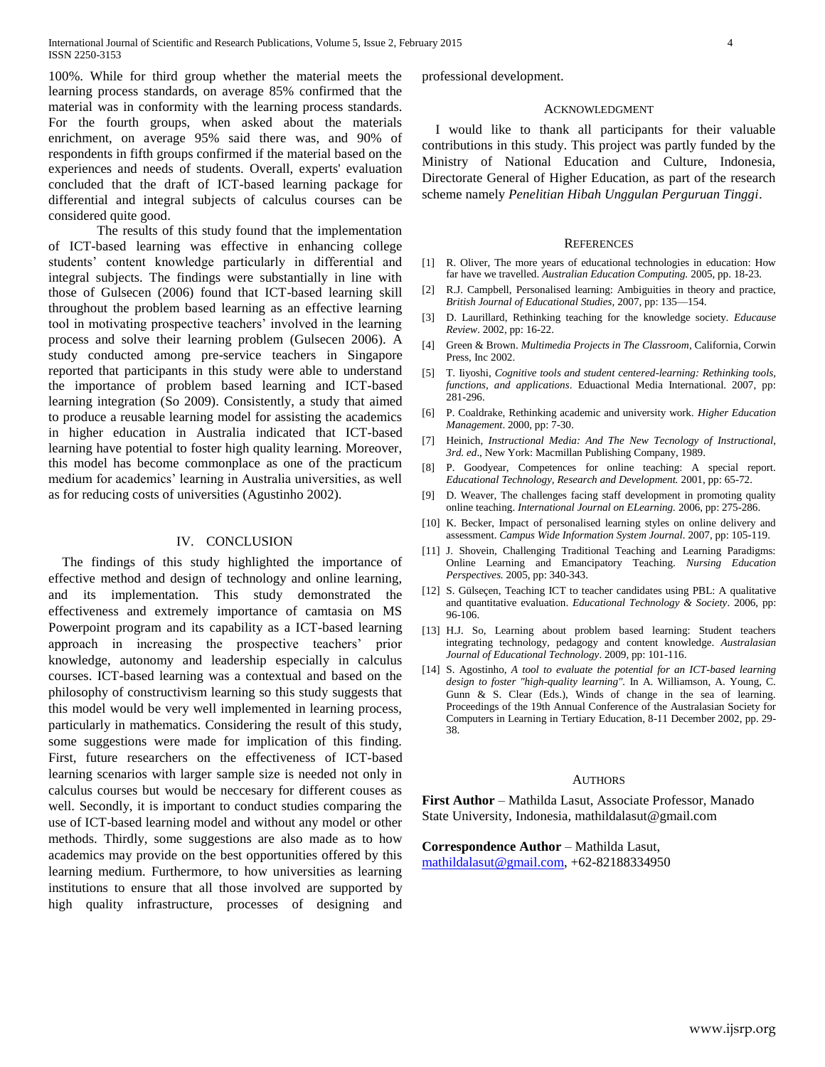100%. While for third group whether the material meets the learning process standards, on average 85% confirmed that the material was in conformity with the learning process standards. For the fourth groups, when asked about the materials enrichment, on average 95% said there was, and 90% of respondents in fifth groups confirmed if the material based on the experiences and needs of students. Overall, experts' evaluation concluded that the draft of ICT-based learning package for differential and integral subjects of calculus courses can be considered quite good.

The results of this study found that the implementation of ICT-based learning was effective in enhancing college students' content knowledge particularly in differential and integral subjects. The findings were substantially in line with those of Gulsecen (2006) found that ICT-based learning skill throughout the problem based learning as an effective learning tool in motivating prospective teachers' involved in the learning process and solve their learning problem (Gulsecen 2006). A study conducted among pre-service teachers in Singapore reported that participants in this study were able to understand the importance of problem based learning and ICT-based learning integration (So 2009). Consistently, a study that aimed to produce a reusable learning model for assisting the academics in higher education in Australia indicated that ICT-based learning have potential to foster high quality learning. Moreover, this model has become commonplace as one of the practicum medium for academics' learning in Australia universities, as well as for reducing costs of universities (Agustinho 2002).

## IV. CONCLUSION

The findings of this study highlighted the importance of effective method and design of technology and online learning, and its implementation. This study demonstrated the effectiveness and extremely importance of camtasia on MS Powerpoint program and its capability as a ICT-based learning approach in increasing the prospective teachers' prior knowledge, autonomy and leadership especially in calculus courses. ICT-based learning was a contextual and based on the philosophy of constructivism learning so this study suggests that this model would be very well implemented in learning process, particularly in mathematics. Considering the result of this finding, some suggestions were made for implication of this finding. First, future researchers on the effectiveness of ICT-based learning scenarios with larger sample size is needed not only in calculus courses but would be neccesary for different couses as well. Secondly, it is important to conduct studies comparing the use of ICT-based learning model and without any model or other methods. Thirdly, some suggestions are also made as to how academics may provide on the best opportunities offered by this learning medium. Furthermore, to how universities as learning institutions to ensure that all those involved are supported by high quality infrastructure, processes of designing and professional development.

## ACKNOWLEDGMENT

I would like to thank all participants for their valuable contributions in this study. This project was partly funded by the Ministry of National Education and Culture, Indonesia, Directorate General of Higher Education, as part of the research scheme namely *Penelitian Hibah Unggulan Perguruan Tinggi*.

## REFERENCES

[1] R. Oliver, The more years of educational technologies in education: How far have we travelled. *Australian Education Computing.* 2005, pp. 18-23.

[2] R.J. Campbell, Personalised learning: Ambiguities in theory and practice, *British Journal of Educational Studies*, 2007, pp: 135—154.

[3] D. Laurillard, Rethinking teaching for the knowledge society. *Educause Review*. 2002, pp: 16-22.

[4] Green & Brown. *Multimedia Projects in The Classroom*, California, Corwin Press, Inc 2002.

[5] T. Iiyoshi, *Cognitive tools and student centered-learning: Rethinking tools, functions, and applications*. Eduactional Media International. 2007, pp: 281-296.

[6] P. Coaldrake, Rethinking academic and university work. *Higher Education Management*. 2000, pp: 7-30.

[7] Heinich, *Instructional Media: And The New Tecnology of Instructional, 3rd. ed*., New York: Macmillan Publishing Company, 1989.

[8] P. Goodyear, Competences for online teaching: A special report. *Educational Technology, Research and Development.* 2001, pp: 65-72.

[9] D. Weaver, The challenges facing staff development in promoting quality online teaching. *International Journal on ELearning.* 2006, pp: 275-286.

[10] K. Becker, Impact of personalised learning styles on online delivery and assessment. *Campus Wide Information System Journal*. 2007, pp: 105-119.

[11] J. Shovein, Challenging Traditional Teaching and Learning Paradigms: Online Learning and Emancipatory Teaching. *Nursing Education Perspectives.* 2005, pp: 340-343.

[12] S. Gülseçen, Teaching ICT to teacher candidates using PBL: A qualitative and quantitative evaluation. *Educational Technology & Society*. 2006, pp: 96-106.

[13] H.J. So, Learning about problem based learning: Student teachers integrating technology, pedagogy and content knowledge. *Australasian Journal of Educational Technology*. 2009, pp: 101-116.

[14] S. Agostinho, *A tool to evaluate the potential for an ICT-based learning design to foster "high-quality learning".* In A. Williamson, A. Young, C. Gunn & S. Clear (Eds.), Winds of change in the sea of learning. Proceedings of the 19th Annual Conference of the Australasian Society for Computers in Learning in Tertiary Education, 8-11 December 2002, pp. 29-38.

## AUTHORS

**First Author** – Mathilda Lasut, Associate Professor, Manado State University, Indonesia, mathildalasut@gmail.com

**Correspondence Author** – Mathilda Lasut, mathildalasut@gmail.com, +62-82188334950